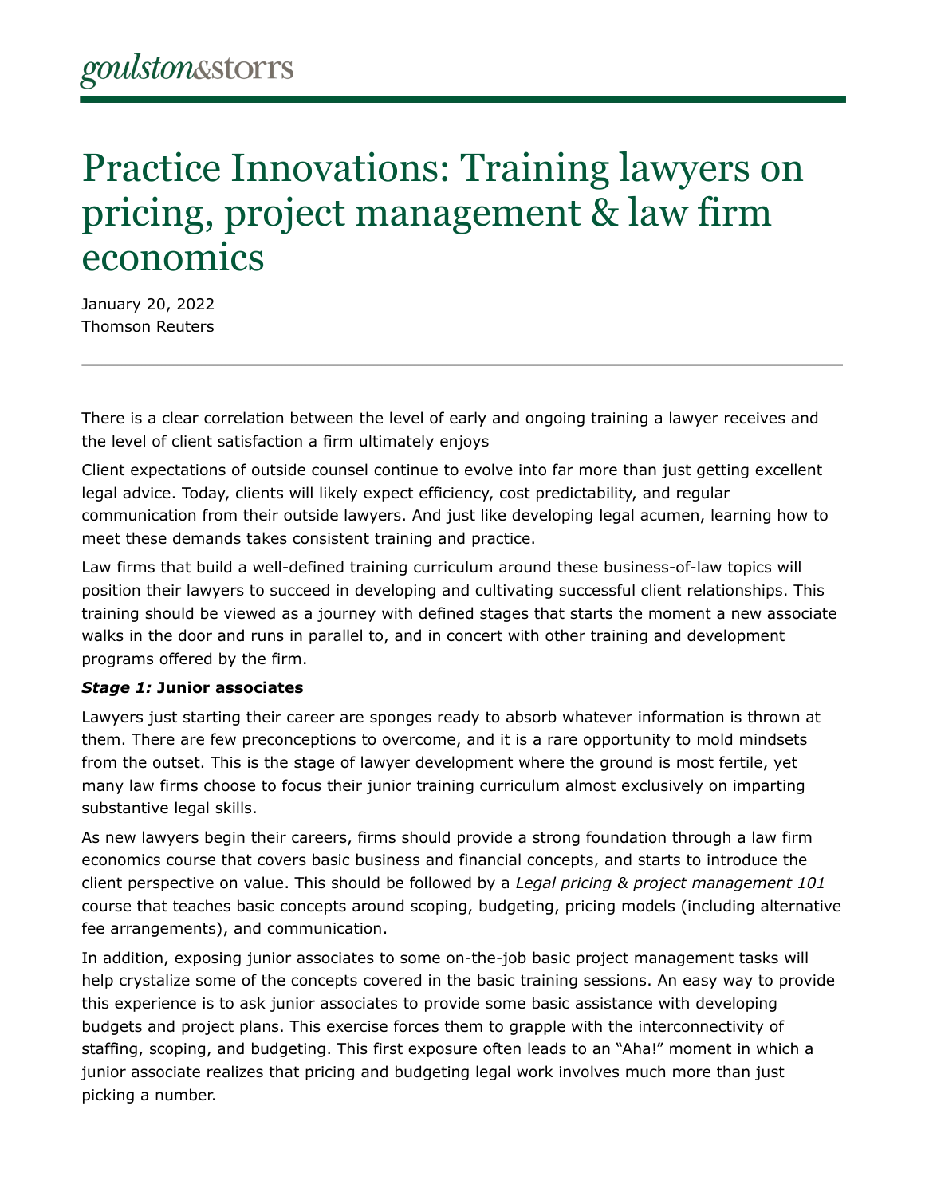goulston&storrs

# Practice Innovations: Training lawyers on pricing, project management & law firm economics

January 20, 2022
Thomson Reuters

---

There is a clear correlation between the level of early and ongoing training a lawyer receives and the level of client satisfaction a firm ultimately enjoys

Client expectations of outside counsel continue to evolve into far more than just getting excellent legal advice. Today, clients will likely expect efficiency, cost predictability, and regular communication from their outside lawyers. And just like developing legal acumen, learning how to meet these demands takes consistent training and practice.

Law firms that build a well-defined training curriculum around these business-of-law topics will position their lawyers to succeed in developing and cultivating successful client relationships. This training should be viewed as a journey with defined stages that starts the moment a new associate walks in the door and runs in parallel to, and in concert with other training and development programs offered by the firm.

***Stage 1:*** **Junior associates**

Lawyers just starting their career are sponges ready to absorb whatever information is thrown at them. There are few preconceptions to overcome, and it is a rare opportunity to mold mindsets from the outset. This is the stage of lawyer development where the ground is most fertile, yet many law firms choose to focus their junior training curriculum almost exclusively on imparting substantive legal skills.

As new lawyers begin their careers, firms should provide a strong foundation through a law firm economics course that covers basic business and financial concepts, and starts to introduce the client perspective on value. This should be followed by a *Legal pricing & project management 101* course that teaches basic concepts around scoping, budgeting, pricing models (including alternative fee arrangements), and communication.

In addition, exposing junior associates to some on-the-job basic project management tasks will help crystalize some of the concepts covered in the basic training sessions. An easy way to provide this experience is to ask junior associates to provide some basic assistance with developing budgets and project plans. This exercise forces them to grapple with the interconnectivity of staffing, scoping, and budgeting. This first exposure often leads to an "Aha!" moment in which a junior associate realizes that pricing and budgeting legal work involves much more than just picking a number.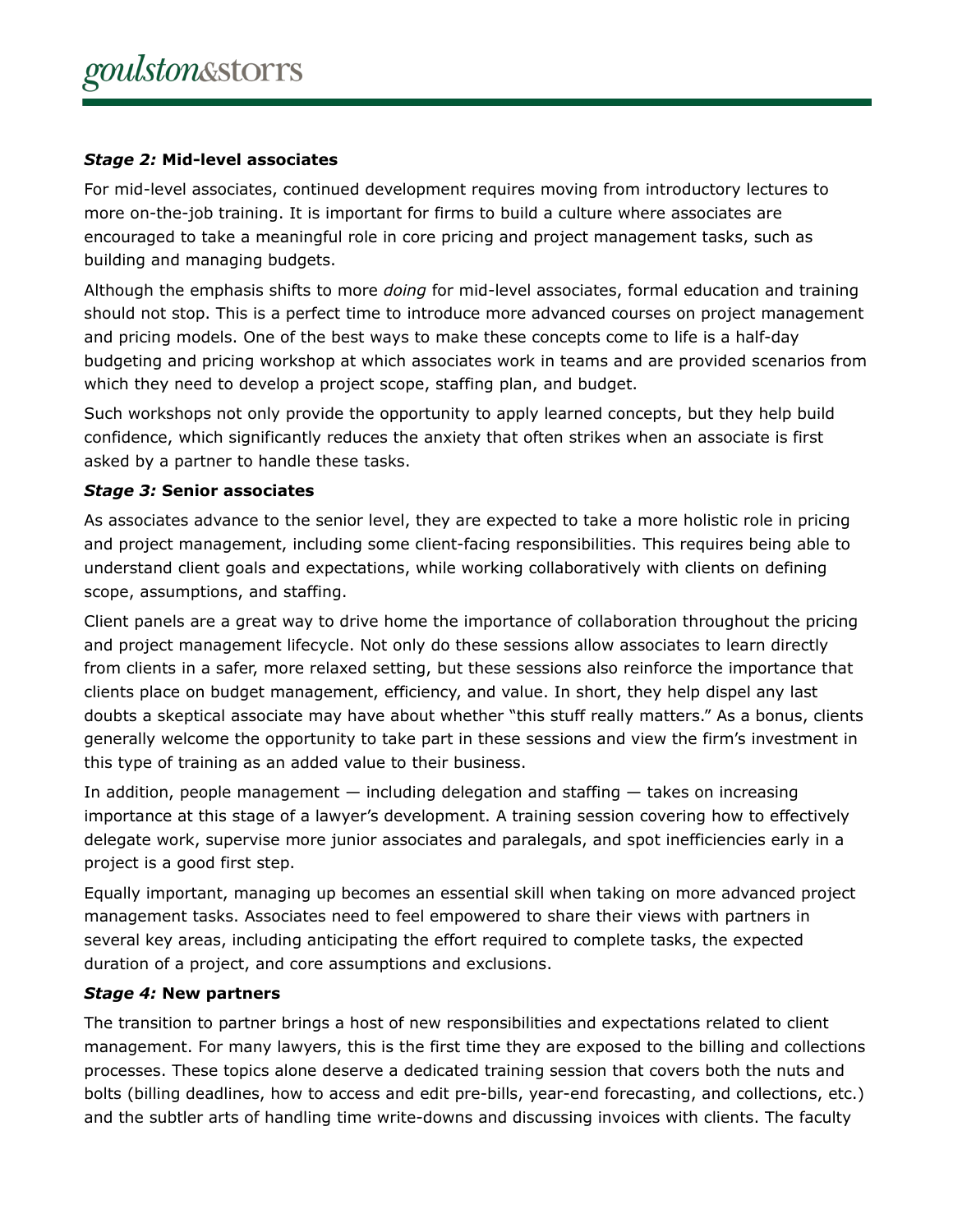### *Stage 2:* **Mid-level associates**

For mid-level associates, continued development requires moving from introductory lectures to more on-the-job training. It is important for firms to build a culture where associates are encouraged to take a meaningful role in core pricing and project management tasks, such as building and managing budgets.

Although the emphasis shifts to more *doing* for mid-level associates, formal education and training should not stop. This is a perfect time to introduce more advanced courses on project management and pricing models. One of the best ways to make these concepts come to life is a half-day budgeting and pricing workshop at which associates work in teams and are provided scenarios from which they need to develop a project scope, staffing plan, and budget.

Such workshops not only provide the opportunity to apply learned concepts, but they help build confidence, which significantly reduces the anxiety that often strikes when an associate is first asked by a partner to handle these tasks.

### *Stage 3:* **Senior associates**

As associates advance to the senior level, they are expected to take a more holistic role in pricing and project management, including some client-facing responsibilities. This requires being able to understand client goals and expectations, while working collaboratively with clients on defining scope, assumptions, and staffing.

Client panels are a great way to drive home the importance of collaboration throughout the pricing and project management lifecycle. Not only do these sessions allow associates to learn directly from clients in a safer, more relaxed setting, but these sessions also reinforce the importance that clients place on budget management, efficiency, and value. In short, they help dispel any last doubts a skeptical associate may have about whether "this stuff really matters." As a bonus, clients generally welcome the opportunity to take part in these sessions and view the firm's investment in this type of training as an added value to their business.

In addition, people management — including delegation and staffing — takes on increasing importance at this stage of a lawyer's development. A training session covering how to effectively delegate work, supervise more junior associates and paralegals, and spot inefficiencies early in a project is a good first step.

Equally important, managing up becomes an essential skill when taking on more advanced project management tasks. Associates need to feel empowered to share their views with partners in several key areas, including anticipating the effort required to complete tasks, the expected duration of a project, and core assumptions and exclusions.

### *Stage 4:* **New partners**

The transition to partner brings a host of new responsibilities and expectations related to client management. For many lawyers, this is the first time they are exposed to the billing and collections processes. These topics alone deserve a dedicated training session that covers both the nuts and bolts (billing deadlines, how to access and edit pre-bills, year-end forecasting, and collections, etc.) and the subtler arts of handling time write-downs and discussing invoices with clients. The faculty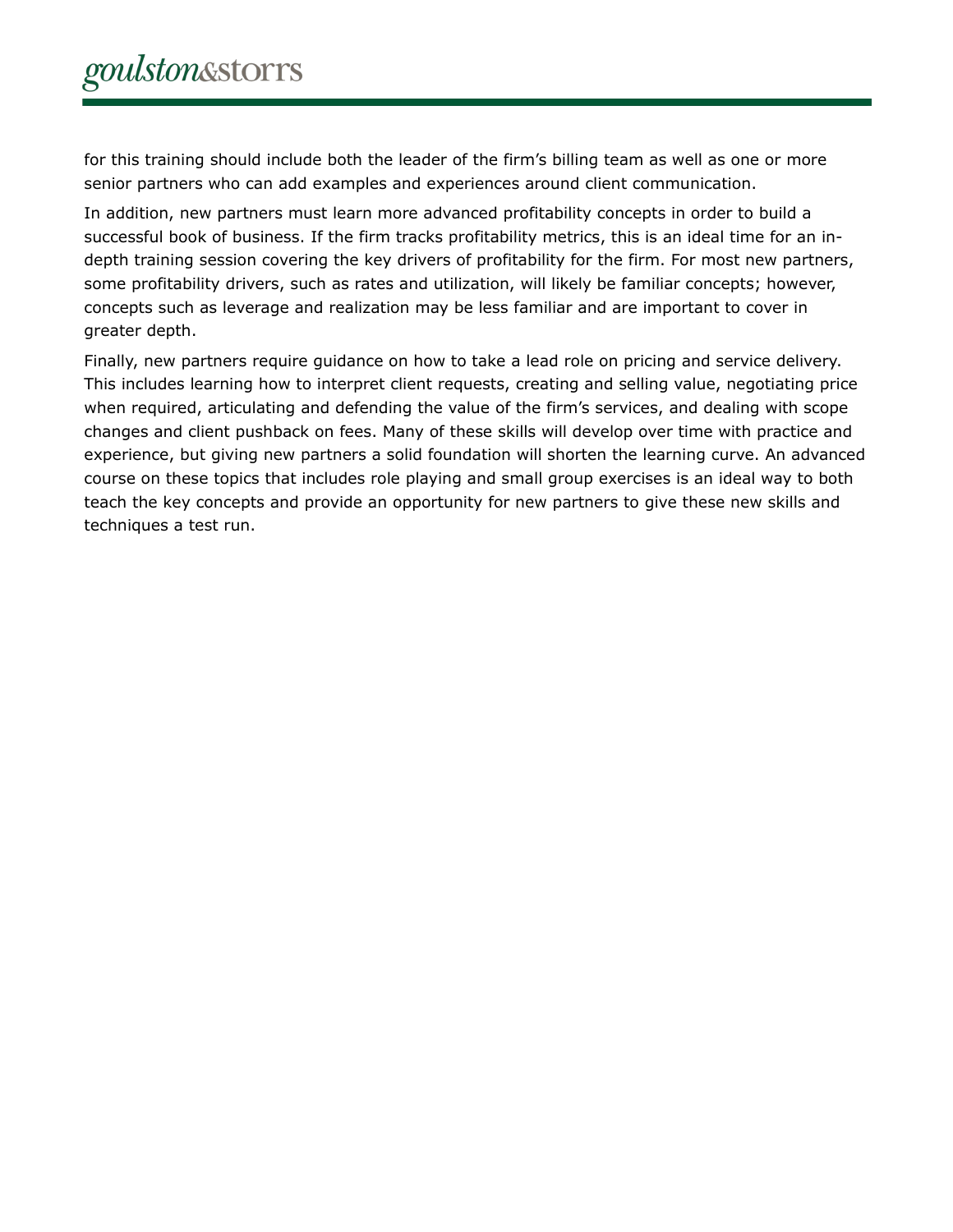for this training should include both the leader of the firm's billing team as well as one or more senior partners who can add examples and experiences around client communication.

In addition, new partners must learn more advanced profitability concepts in order to build a successful book of business. If the firm tracks profitability metrics, this is an ideal time for an in-depth training session covering the key drivers of profitability for the firm. For most new partners, some profitability drivers, such as rates and utilization, will likely be familiar concepts; however, concepts such as leverage and realization may be less familiar and are important to cover in greater depth.

Finally, new partners require guidance on how to take a lead role on pricing and service delivery. This includes learning how to interpret client requests, creating and selling value, negotiating price when required, articulating and defending the value of the firm's services, and dealing with scope changes and client pushback on fees. Many of these skills will develop over time with practice and experience, but giving new partners a solid foundation will shorten the learning curve. An advanced course on these topics that includes role playing and small group exercises is an ideal way to both teach the key concepts and provide an opportunity for new partners to give these new skills and techniques a test run.